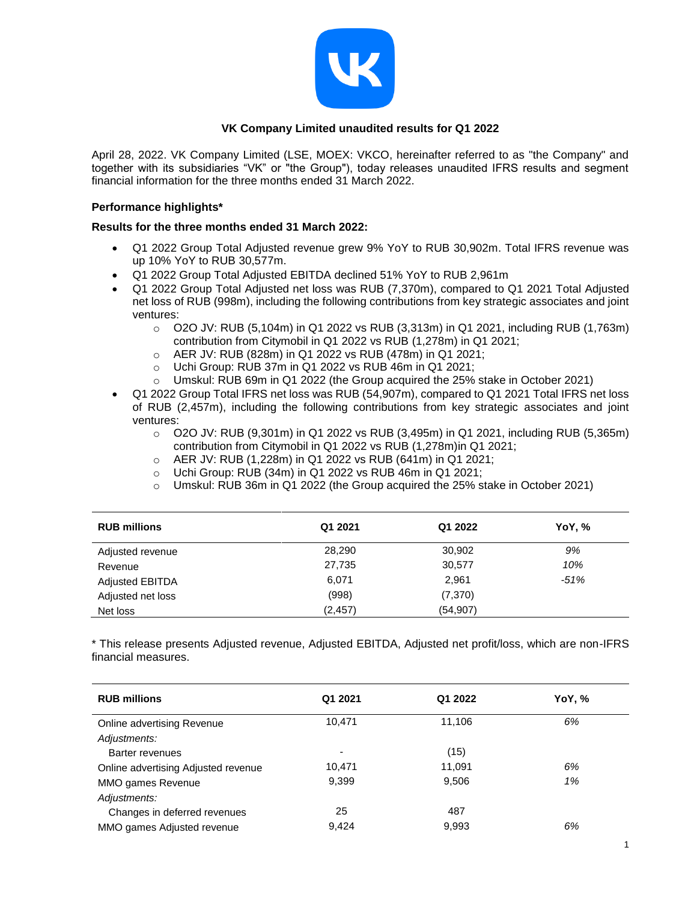# VK Company Limited unaudited results for Q1 2022

April 28, 2022. VK Company Limited (LSE, MOEX: VKCO, hereinafter referred to as "the Company" and together with its subsidiaries "VK" or "the Group"), today releases unaudited IFRS results and segment financial information for the three months ended 31 March 2022.

## Performance highlights*

### Results for the three months ended 31 March 2022:

- Q1 2022 Group Total Adjusted revenue grew 9% YoY to RUB 30,902m. Total IFRS revenue was up 10% YoY to RUB 30,577m.
- Q1 2022 Group Total Adjusted EBITDA declined 51% YoY to RUB 2,961m
- Q1 2022 Group Total Adjusted net loss was RUB (7,370m), compared to Q1 2021 Total Adjusted net loss of RUB (998m), including the following contributions from key strategic associates and joint ventures:
    - O2O JV: RUB (5,104m) in Q1 2022 vs RUB (3,313m) in Q1 2021, including RUB (1,763m) contribution from Citymobil in Q1 2022 vs RUB (1,278m) in Q1 2021;
    - AER JV: RUB (828m) in Q1 2022 vs RUB (478m) in Q1 2021;
    - Uchi Group: RUB 37m in Q1 2022 vs RUB 46m in Q1 2021;
    - Umskul: RUB 69m in Q1 2022 (the Group acquired the 25% stake in October 2021)
- Q1 2022 Group Total IFRS net loss was RUB (54,907m), compared to Q1 2021 Total IFRS net loss of RUB (2,457m), including the following contributions from key strategic associates and joint ventures:
    - O2O JV: RUB (9,301m) in Q1 2022 vs RUB (3,495m) in Q1 2021, including RUB (5,365m) contribution from Citymobil in Q1 2022 vs RUB (1,278m)in Q1 2021;
    - AER JV: RUB (1,228m) in Q1 2022 vs RUB (641m) in Q1 2021;
    - Uchi Group: RUB (34m) in Q1 2022 vs RUB 46m in Q1 2021;
    - Umskul: RUB 36m in Q1 2022 (the Group acquired the 25% stake in October 2021)

| RUB millions | Q1 2021 | Q1 2022 | YoY, % |
|---|---|---|---|
| Adjusted revenue | 28,290 | 30,902 | *9%* |
| Revenue | 27,735 | 30,577 | *10%* |
| Adjusted EBITDA | 6,071 | 2,961 | *-51%* |
| Adjusted net loss | (998) | (7,370) | |
| Net loss | (2,457) | (54,907) | |

* This release presents Adjusted revenue, Adjusted EBITDA, Adjusted net profit/loss, which are non-IFRS financial measures.

| RUB millions | Q1 2021 | Q1 2022 | YoY, % |
|---|---|---|---|
| Online advertising Revenue | 10,471 | 11,106 | *6%* |
| *Adjustments:* | | | |
| Barter revenues | - | (15) | |
| Online advertising Adjusted revenue | 10,471 | 11,091 | *6%* |
| MMO games Revenue | 9,399 | 9,506 | *1%* |
| *Adjustments:* | | | |
| Changes in deferred revenues | 25 | 487 | |
| MMO games Adjusted revenue | 9,424 | 9,993 | *6%* |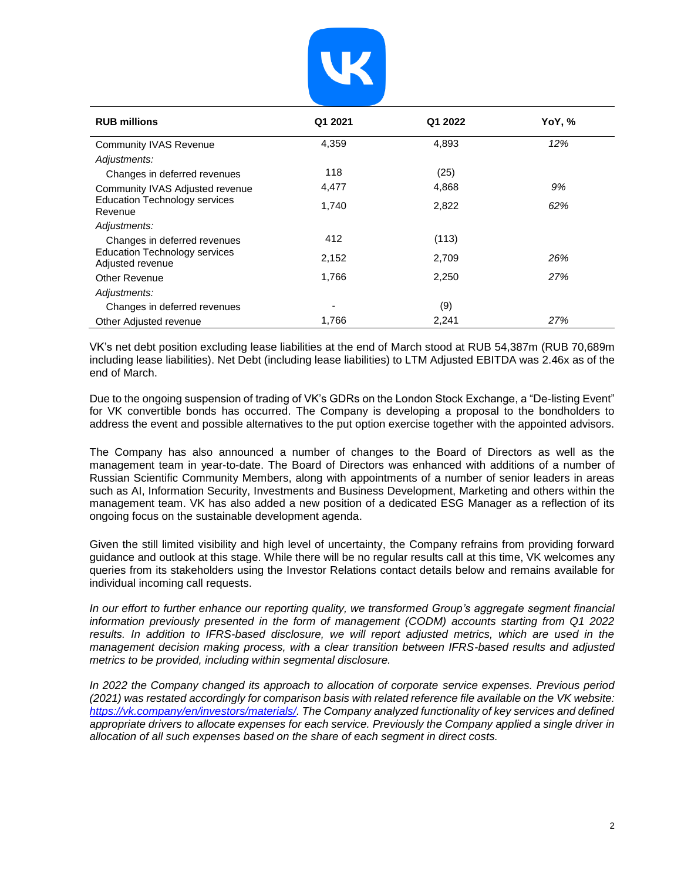| RUB millions | Q1 2021 | Q1 2022 | YoY, % |
|---|---|---|---|
| Community IVAS Revenue | 4,359 | 4,893 | *12%* |
| *Adjustments:* | | | |
| Changes in deferred revenues | 118 | (25) | |
| Community IVAS Adjusted revenue | 4,477 | 4,868 | *9%* |
| Education Technology services Revenue | 1,740 | 2,822 | *62%* |
| *Adjustments:* | | | |
| Changes in deferred revenues | 412 | (113) | |
| Education Technology services Adjusted revenue | 2,152 | 2,709 | *26%* |
| Other Revenue | 1,766 | 2,250 | *27%* |
| *Adjustments:* | | | |
| Changes in deferred revenues | - | (9) | |
| Other Adjusted revenue | 1,766 | 2,241 | *27%* |

VK's net debt position excluding lease liabilities at the end of March stood at RUB 54,387m (RUB 70,689m including lease liabilities). Net Debt (including lease liabilities) to LTM Adjusted EBITDA was 2.46x as of the end of March.

Due to the ongoing suspension of trading of VK's GDRs on the London Stock Exchange, a "De-listing Event" for VK convertible bonds has occurred. The Company is developing a proposal to the bondholders to address the event and possible alternatives to the put option exercise together with the appointed advisors.

The Company has also announced a number of changes to the Board of Directors as well as the management team in year-to-date. The Board of Directors was enhanced with additions of a number of Russian Scientific Community Members, along with appointments of a number of senior leaders in areas such as AI, Information Security, Investments and Business Development, Marketing and others within the management team. VK has also added a new position of a dedicated ESG Manager as a reflection of its ongoing focus on the sustainable development agenda.

Given the still limited visibility and high level of uncertainty, the Company refrains from providing forward guidance and outlook at this stage. While there will be no regular results call at this time, VK welcomes any queries from its stakeholders using the Investor Relations contact details below and remains available for individual incoming call requests.

*In our effort to further enhance our reporting quality, we transformed Group's aggregate segment financial information previously presented in the form of management (CODM) accounts starting from Q1 2022 results. In addition to IFRS-based disclosure, we will report adjusted metrics, which are used in the management decision making process, with a clear transition between IFRS-based results and adjusted metrics to be provided, including within segmental disclosure.*

*In 2022 the Company changed its approach to allocation of corporate service expenses. Previous period (2021) was restated accordingly for comparison basis with related reference file available on the VK website: [https://vk.company/en/investors/materials/](https://vk.company/en/investors/materials/). The Company analyzed functionality of key services and defined appropriate drivers to allocate expenses for each service. Previously the Company applied a single driver in allocation of all such expenses based on the share of each segment in direct costs.*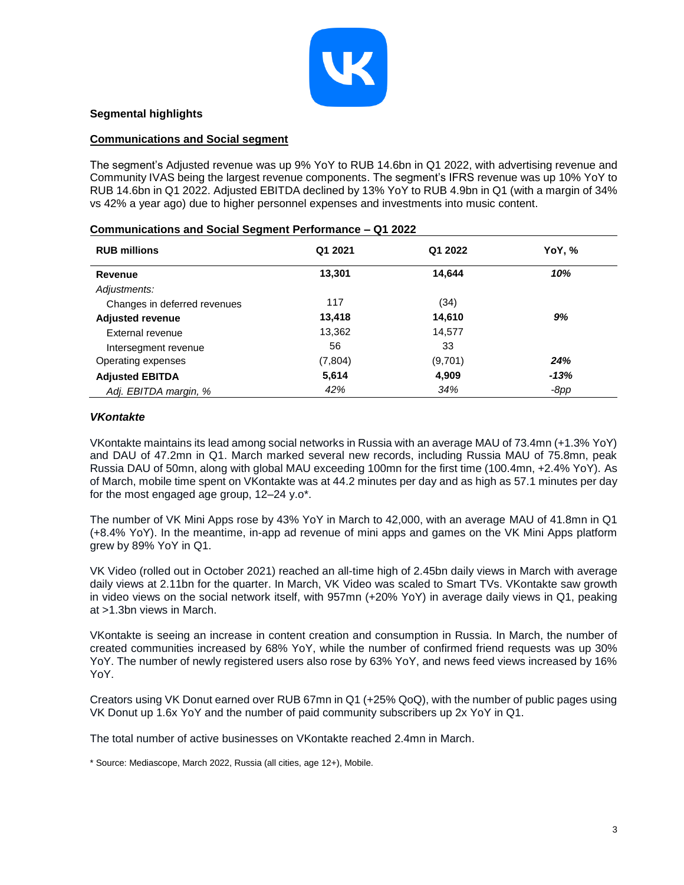**Segmental highlights**

**Communications and Social segment**

The segment's Adjusted revenue was up 9% YoY to RUB 14.6bn in Q1 2022, with advertising revenue and Community IVAS being the largest revenue components. The segment's IFRS revenue was up 10% YoY to RUB 14.6bn in Q1 2022. Adjusted EBITDA declined by 13% YoY to RUB 4.9bn in Q1 (with a margin of 34% vs 42% a year ago) due to higher personnel expenses and investments into music content.

**Communications and Social Segment Performance – Q1 2022**

| RUB millions | Q1 2021 | Q1 2022 | YoY, % |
|---|---|---|---|
| **Revenue** | **13,301** | **14,644** | ***10%*** |
| *Adjustments:* | | | |
| Changes in deferred revenues | 117 | (34) | |
| **Adjusted revenue** | **13,418** | **14,610** | ***9%*** |
| External revenue | 13,362 | 14,577 | |
| Intersegment revenue | 56 | 33 | |
| Operating expenses | (7,804) | (9,701) | ***24%*** |
| **Adjusted EBITDA** | **5,614** | **4,909** | ***-13%*** |
| *Adj. EBITDA margin, %* | *42%* | *34%* | *-8pp* |

### *VKontakte*

VKontakte maintains its lead among social networks in Russia with an average MAU of 73.4mn (+1.3% YoY) and DAU of 47.2mn in Q1. March marked several new records, including Russia MAU of 75.8mn, peak Russia DAU of 50mn, along with global MAU exceeding 100mn for the first time (100.4mn, +2.4% YoY). As of March, mobile time spent on VKontakte was at 44.2 minutes per day and as high as 57.1 minutes per day for the most engaged age group, 12–24 y.o*.

The number of VK Mini Apps rose by 43% YoY in March to 42,000, with an average MAU of 41.8mn in Q1 (+8.4% YoY). In the meantime, in-app ad revenue of mini apps and games on the VK Mini Apps platform grew by 89% YoY in Q1.

VK Video (rolled out in October 2021) reached an all-time high of 2.45bn daily views in March with average daily views at 2.11bn for the quarter. In March, VK Video was scaled to Smart TVs. VKontakte saw growth in video views on the social network itself, with 957mn (+20% YoY) in average daily views in Q1, peaking at >1.3bn views in March.

VKontakte is seeing an increase in content creation and consumption in Russia. In March, the number of created communities increased by 68% YoY, while the number of confirmed friend requests was up 30% YoY. The number of newly registered users also rose by 63% YoY, and news feed views increased by 16% YoY.

Creators using VK Donut earned over RUB 67mn in Q1 (+25% QoQ), with the number of public pages using VK Donut up 1.6x YoY and the number of paid community subscribers up 2x YoY in Q1.

The total number of active businesses on VKontakte reached 2.4mn in March.

* Source: Mediascope, March 2022, Russia (all cities, age 12+), Mobile.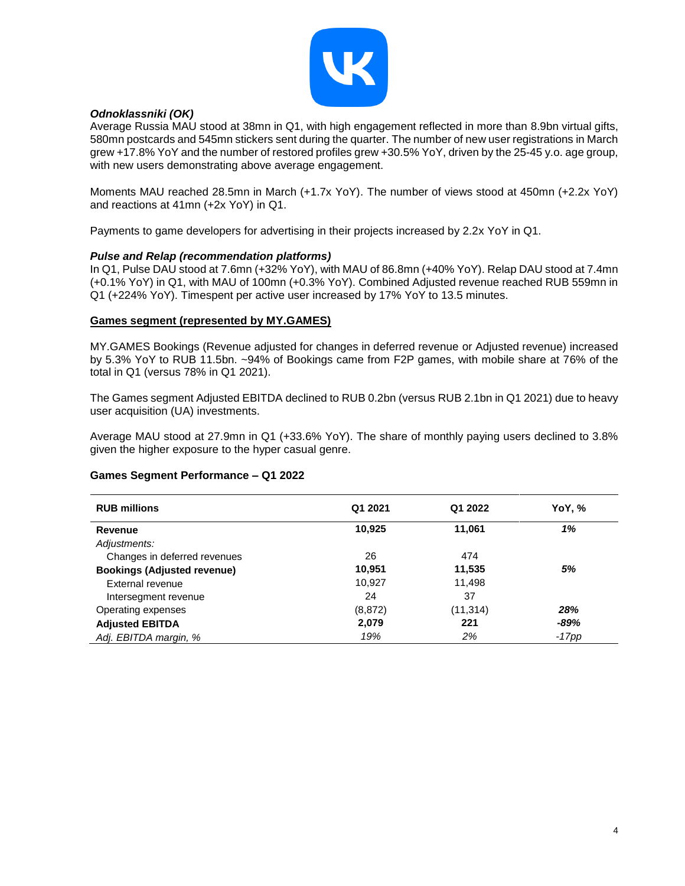***Odnoklassniki (OK)***

Average Russia MAU stood at 38mn in Q1, with high engagement reflected in more than 8.9bn virtual gifts, 580mn postcards and 545mn stickers sent during the quarter. The number of new user registrations in March grew +17.8% YoY and the number of restored profiles grew +30.5% YoY, driven by the 25-45 y.o. age group, with new users demonstrating above average engagement.

Moments MAU reached 28.5mn in March (+1.7x YoY). The number of views stood at 450mn (+2.2x YoY) and reactions at 41mn (+2x YoY) in Q1.

Payments to game developers for advertising in their projects increased by 2.2x YoY in Q1.

***Pulse and Relap (recommendation platforms)***

In Q1, Pulse DAU stood at 7.6mn (+32% YoY), with MAU of 86.8mn (+40% YoY). Relap DAU stood at 7.4mn (+0.1% YoY) in Q1, with MAU of 100mn (+0.3% YoY). Combined Adjusted revenue reached RUB 559mn in Q1 (+224% YoY). Timespent per active user increased by 17% YoY to 13.5 minutes.

## Games segment (represented by MY.GAMES)

MY.GAMES Bookings (Revenue adjusted for changes in deferred revenue or Adjusted revenue) increased by 5.3% YoY to RUB 11.5bn. ~94% of Bookings came from F2P games, with mobile share at 76% of the total in Q1 (versus 78% in Q1 2021).

The Games segment Adjusted EBITDA declined to RUB 0.2bn (versus RUB 2.1bn in Q1 2021) due to heavy user acquisition (UA) investments.

Average MAU stood at 27.9mn in Q1 (+33.6% YoY). The share of monthly paying users declined to 3.8% given the higher exposure to the hyper casual genre.

**Games Segment Performance – Q1 2022**

| RUB millions | Q1 2021 | Q1 2022 | YoY, % |
|---|---|---|---|
| **Revenue** | **10,925** | **11,061** | ***1%*** |
| *Adjustments:* | | | |
| Changes in deferred revenues | 26 | 474 | |
| **Bookings (Adjusted revenue)** | **10,951** | **11,535** | ***5%*** |
| External revenue | 10,927 | 11,498 | |
| Intersegment revenue | 24 | 37 | |
| Operating expenses | (8,872) | (11,314) | ***28%*** |
| **Adjusted EBITDA** | **2,079** | **221** | ***-89%*** |
| *Adj. EBITDA margin, %* | *19%* | *2%* | *-17pp* |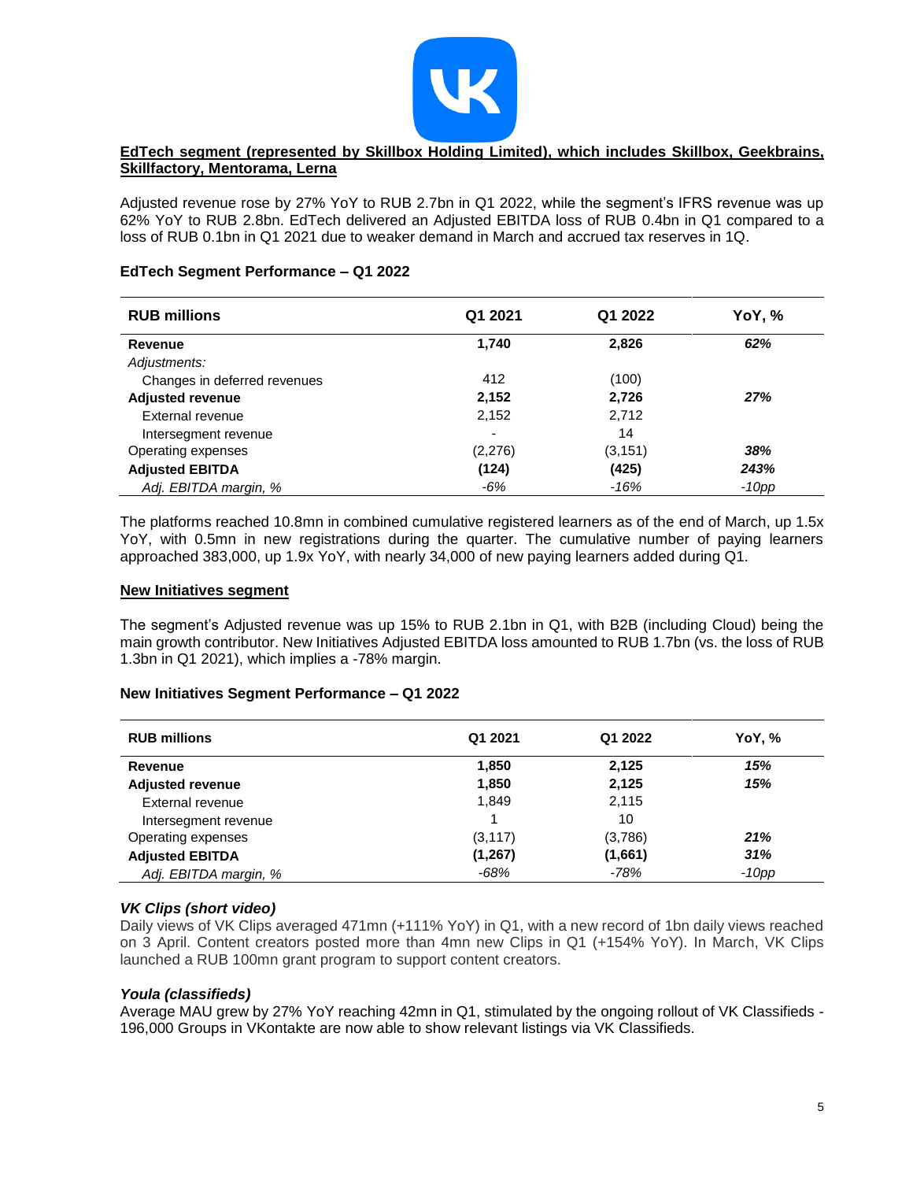**EdTech segment (represented by Skillbox Holding Limited), which includes Skillbox, Geekbrains, Skillfactory, Mentorama, Lerna**

Adjusted revenue rose by 27% YoY to RUB 2.7bn in Q1 2022, while the segment's IFRS revenue was up 62% YoY to RUB 2.8bn. EdTech delivered an Adjusted EBITDA loss of RUB 0.4bn in Q1 compared to a loss of RUB 0.1bn in Q1 2021 due to weaker demand in March and accrued tax reserves in 1Q.

**EdTech Segment Performance – Q1 2022**

| RUB millions | Q1 2021 | Q1 2022 | YoY, % |
|---|---|---|---|
| **Revenue** | **1,740** | **2,826** | ***62%*** |
| *Adjustments:* | | | |
| Changes in deferred revenues | 412 | (100) | |
| **Adjusted revenue** | **2,152** | **2,726** | ***27%*** |
| External revenue | 2,152 | 2,712 | |
| Intersegment revenue | - | 14 | |
| Operating expenses | (2,276) | (3,151) | ***38%*** |
| **Adjusted EBITDA** | **(124)** | **(425)** | ***243%*** |
| *Adj. EBITDA margin, %* | *-6%* | *-16%* | *-10pp* |

The platforms reached 10.8mn in combined cumulative registered learners as of the end of March, up 1.5x YoY, with 0.5mn in new registrations during the quarter. The cumulative number of paying learners approached 383,000, up 1.9x YoY, with nearly 34,000 of new paying learners added during Q1.

**New Initiatives segment**

The segment's Adjusted revenue was up 15% to RUB 2.1bn in Q1, with B2B (including Cloud) being the main growth contributor. New Initiatives Adjusted EBITDA loss amounted to RUB 1.7bn (vs. the loss of RUB 1.3bn in Q1 2021), which implies a -78% margin.

**New Initiatives Segment Performance – Q1 2022**

| RUB millions | Q1 2021 | Q1 2022 | YoY, % |
|---|---|---|---|
| **Revenue** | **1,850** | **2,125** | ***15%*** |
| **Adjusted revenue** | **1,850** | **2,125** | ***15%*** |
| External revenue | 1,849 | 2,115 | |
| Intersegment revenue | 1 | 10 | |
| Operating expenses | (3,117) | (3,786) | ***21%*** |
| **Adjusted EBITDA** | **(1,267)** | **(1,661)** | ***31%*** |
| *Adj. EBITDA margin, %* | *-68%* | *-78%* | *-10pp* |

***VK Clips (short video)***

Daily views of VK Clips averaged 471mn (+111% YoY) in Q1, with a new record of 1bn daily views reached on 3 April. Content creators posted more than 4mn new Clips in Q1 (+154% YoY). In March, VK Clips launched a RUB 100mn grant program to support content creators.

***Youla (classifieds)***

Average MAU grew by 27% YoY reaching 42mn in Q1, stimulated by the ongoing rollout of VK Classifieds - 196,000 Groups in VKontakte are now able to show relevant listings via VK Classifieds.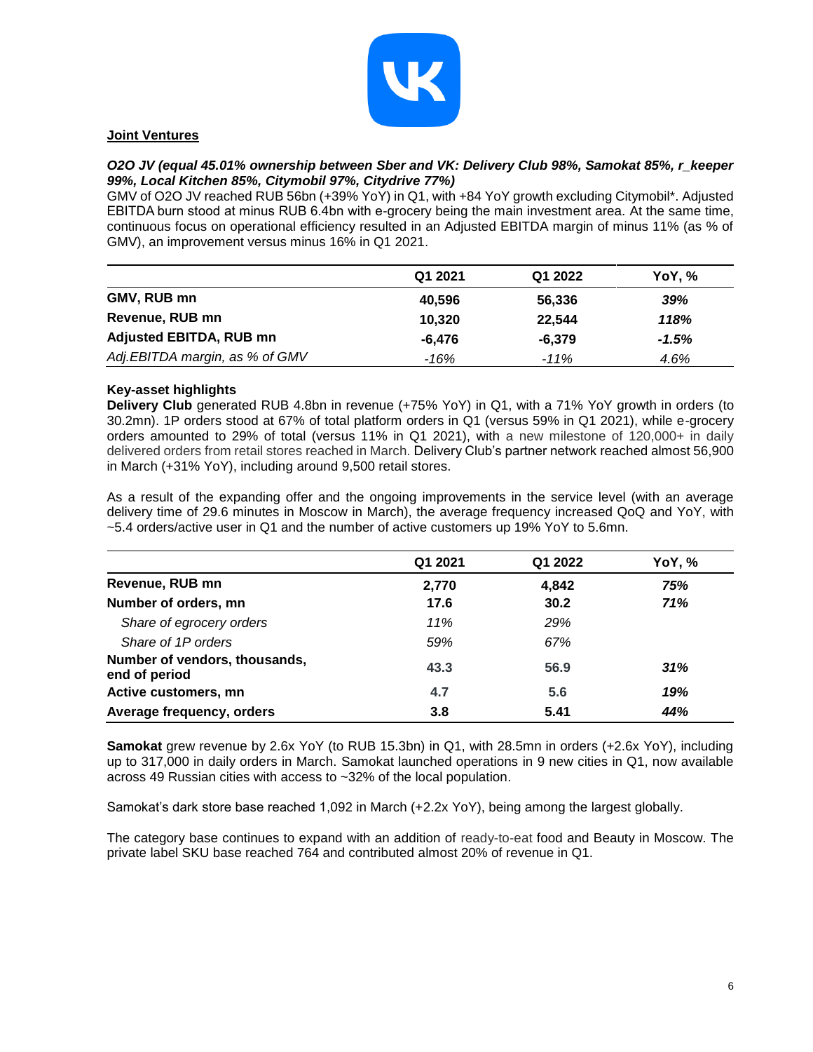## Joint Ventures

***O2O JV (equal 45.01% ownership between Sber and VK: Delivery Club 98%, Samokat 85%, r_keeper 99%, Local Kitchen 85%, Citymobil 97%, Citydrive 77%)***

GMV of O2O JV reached RUB 56bn (+39% YoY) in Q1, with +84 YoY growth excluding Citymobil*. Adjusted EBITDA burn stood at minus RUB 6.4bn with e-grocery being the main investment area. At the same time, continuous focus on operational efficiency resulted in an Adjusted EBITDA margin of minus 11% (as % of GMV), an improvement versus minus 16% in Q1 2021.

| | Q1 2021 | Q1 2022 | YoY, % |
|---|---|---|---|
| **GMV, RUB mn** | **40,596** | **56,336** | ***39%*** |
| **Revenue, RUB mn** | **10,320** | **22,544** | ***118%*** |
| **Adjusted EBITDA, RUB mn** | **-6,476** | **-6,379** | ***-1.5%*** |
| *Adj.EBITDA margin, as % of GMV* | *-16%* | *-11%* | *4.6%* |

**Key-asset highlights**

**Delivery Club** generated RUB 4.8bn in revenue (+75% YoY) in Q1, with a 71% YoY growth in orders (to 30.2mn). 1P orders stood at 67% of total platform orders in Q1 (versus 59% in Q1 2021), while e-grocery orders amounted to 29% of total (versus 11% in Q1 2021), with a new milestone of 120,000+ in daily delivered orders from retail stores reached in March. Delivery Club's partner network reached almost 56,900 in March (+31% YoY), including around 9,500 retail stores.

As a result of the expanding offer and the ongoing improvements in the service level (with an average delivery time of 29.6 minutes in Moscow in March), the average frequency increased QoQ and YoY, with ~5.4 orders/active user in Q1 and the number of active customers up 19% YoY to 5.6mn.

| | Q1 2021 | Q1 2022 | YoY, % |
|---|---|---|---|
| **Revenue, RUB mn** | **2,770** | **4,842** | ***75%*** |
| **Number of orders, mn** | **17.6** | **30.2** | ***71%*** |
| *Share of egrocery orders* | *11%* | *29%* | |
| *Share of 1P orders* | *59%* | *67%* | |
| **Number of vendors, thousands, end of period** | **43.3** | **56.9** | ***31%*** |
| **Active customers, mn** | **4.7** | **5.6** | ***19%*** |
| **Average frequency, orders** | **3.8** | **5.41** | ***44%*** |

**Samokat** grew revenue by 2.6x YoY (to RUB 15.3bn) in Q1, with 28.5mn in orders (+2.6x YoY), including up to 317,000 in daily orders in March. Samokat launched operations in 9 new cities in Q1, now available across 49 Russian cities with access to ~32% of the local population.

Samokat's dark store base reached 1,092 in March (+2.2x YoY), being among the largest globally.

The category base continues to expand with an addition of ready-to-eat food and Beauty in Moscow. The private label SKU base reached 764 and contributed almost 20% of revenue in Q1.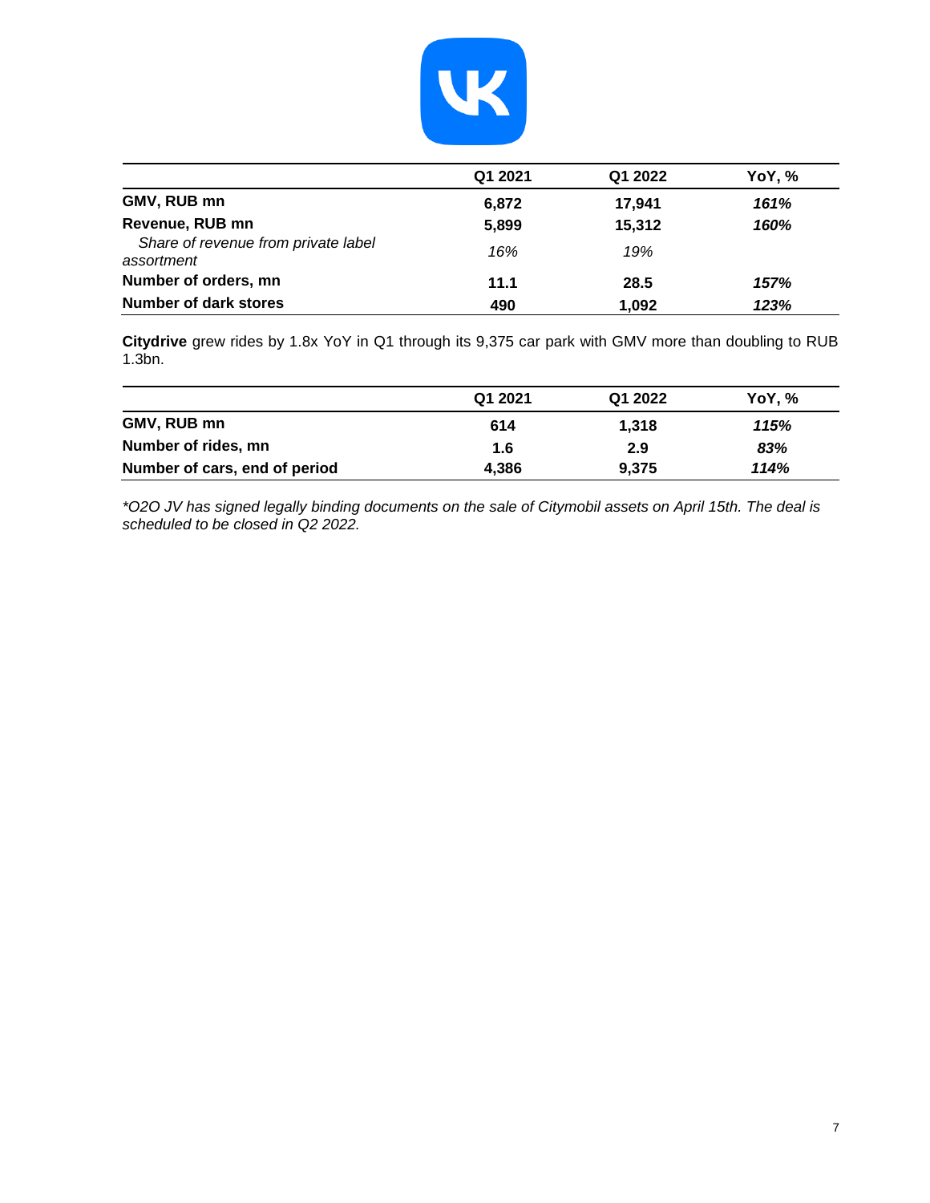| | Q1 2021 | Q1 2022 | YoY, % |
|---|---|---|---|
| **GMV, RUB mn** | **6,872** | **17,941** | ***161%*** |
| **Revenue, RUB mn** | **5,899** | **15,312** | ***160%*** |
| *Share of revenue from private label assortment* | *16%* | *19%* | |
| **Number of orders, mn** | **11.1** | **28.5** | ***157%*** |
| **Number of dark stores** | **490** | **1,092** | ***123%*** |

**Citydrive** grew rides by 1.8x YoY in Q1 through its 9,375 car park with GMV more than doubling to RUB 1.3bn.

| | Q1 2021 | Q1 2022 | YoY, % |
|---|---|---|---|
| **GMV, RUB mn** | **614** | **1,318** | ***115%*** |
| **Number of rides, mn** | **1.6** | **2.9** | ***83%*** |
| **Number of cars, end of period** | **4,386** | **9,375** | ***114%*** |

**O2O JV has signed legally binding documents on the sale of Citymobil assets on April 15th. The deal is scheduled to be closed in Q2 2022.*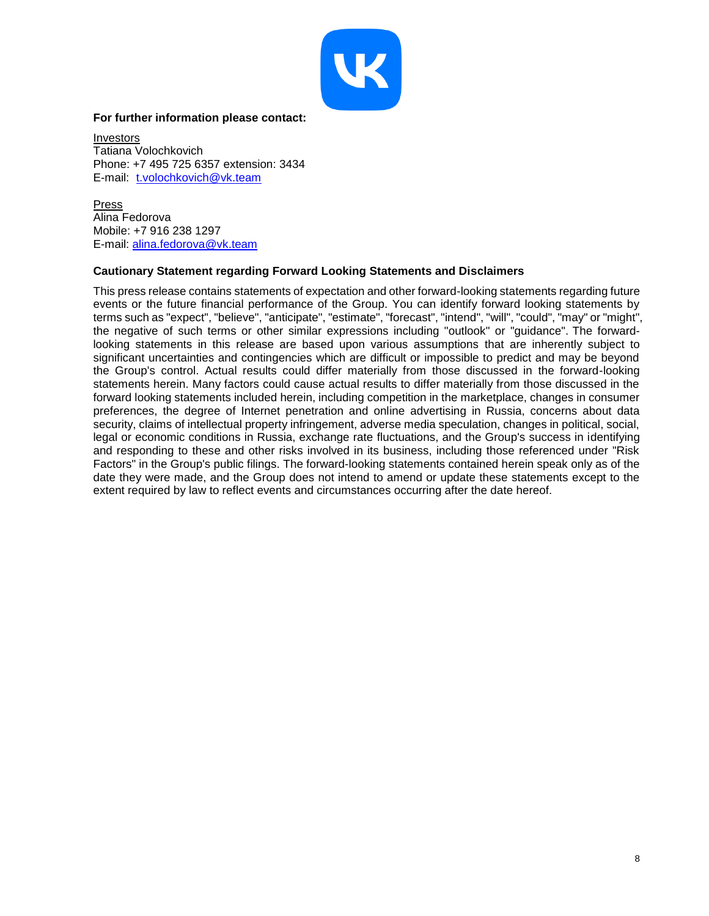**For further information please contact:**

Investors
Tatiana Volochkovich
Phone: +7 495 725 6357 extension: 3434
E-mail: t.volochkovich@vk.team

Press
Alina Fedorova
Mobile: +7 916 238 1297
E-mail: alina.fedorova@vk.team

**Cautionary Statement regarding Forward Looking Statements and Disclaimers**

This press release contains statements of expectation and other forward-looking statements regarding future events or the future financial performance of the Group. You can identify forward looking statements by terms such as "expect", "believe", "anticipate", "estimate", "forecast", "intend", "will", "could", "may" or "might", the negative of such terms or other similar expressions including "outlook" or "guidance". The forward-looking statements in this release are based upon various assumptions that are inherently subject to significant uncertainties and contingencies which are difficult or impossible to predict and may be beyond the Group's control. Actual results could differ materially from those discussed in the forward-looking statements herein. Many factors could cause actual results to differ materially from those discussed in the forward looking statements included herein, including competition in the marketplace, changes in consumer preferences, the degree of Internet penetration and online advertising in Russia, concerns about data security, claims of intellectual property infringement, adverse media speculation, changes in political, social, legal or economic conditions in Russia, exchange rate fluctuations, and the Group's success in identifying and responding to these and other risks involved in its business, including those referenced under "Risk Factors" in the Group's public filings. The forward-looking statements contained herein speak only as of the date they were made, and the Group does not intend to amend or update these statements except to the extent required by law to reflect events and circumstances occurring after the date hereof.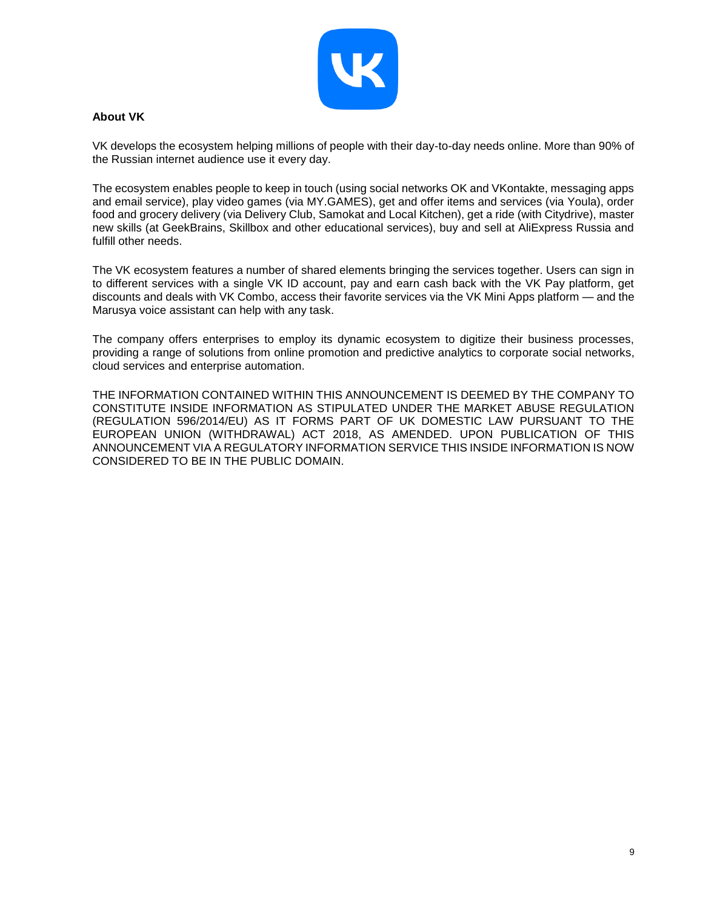**About VK**

VK develops the ecosystem helping millions of people with their day-to-day needs online. More than 90% of the Russian internet audience use it every day.

The ecosystem enables people to keep in touch (using social networks OK and VKontakte, messaging apps and email service), play video games (via MY.GAMES), get and offer items and services (via Youla), order food and grocery delivery (via Delivery Club, Samokat and Local Kitchen), get a ride (with Citydrive), master new skills (at GeekBrains, Skillbox and other educational services), buy and sell at AliExpress Russia and fulfill other needs.

The VK ecosystem features a number of shared elements bringing the services together. Users can sign in to different services with a single VK ID account, pay and earn cash back with the VK Pay platform, get discounts and deals with VK Combo, access their favorite services via the VK Mini Apps platform — and the Marusya voice assistant can help with any task.

The company offers enterprises to employ its dynamic ecosystem to digitize their business processes, providing a range of solutions from online promotion and predictive analytics to corporate social networks, cloud services and enterprise automation.

THE INFORMATION CONTAINED WITHIN THIS ANNOUNCEMENT IS DEEMED BY THE COMPANY TO CONSTITUTE INSIDE INFORMATION AS STIPULATED UNDER THE MARKET ABUSE REGULATION (REGULATION 596/2014/EU) AS IT FORMS PART OF UK DOMESTIC LAW PURSUANT TO THE EUROPEAN UNION (WITHDRAWAL) ACT 2018, AS AMENDED. UPON PUBLICATION OF THIS ANNOUNCEMENT VIA A REGULATORY INFORMATION SERVICE THIS INSIDE INFORMATION IS NOW CONSIDERED TO BE IN THE PUBLIC DOMAIN.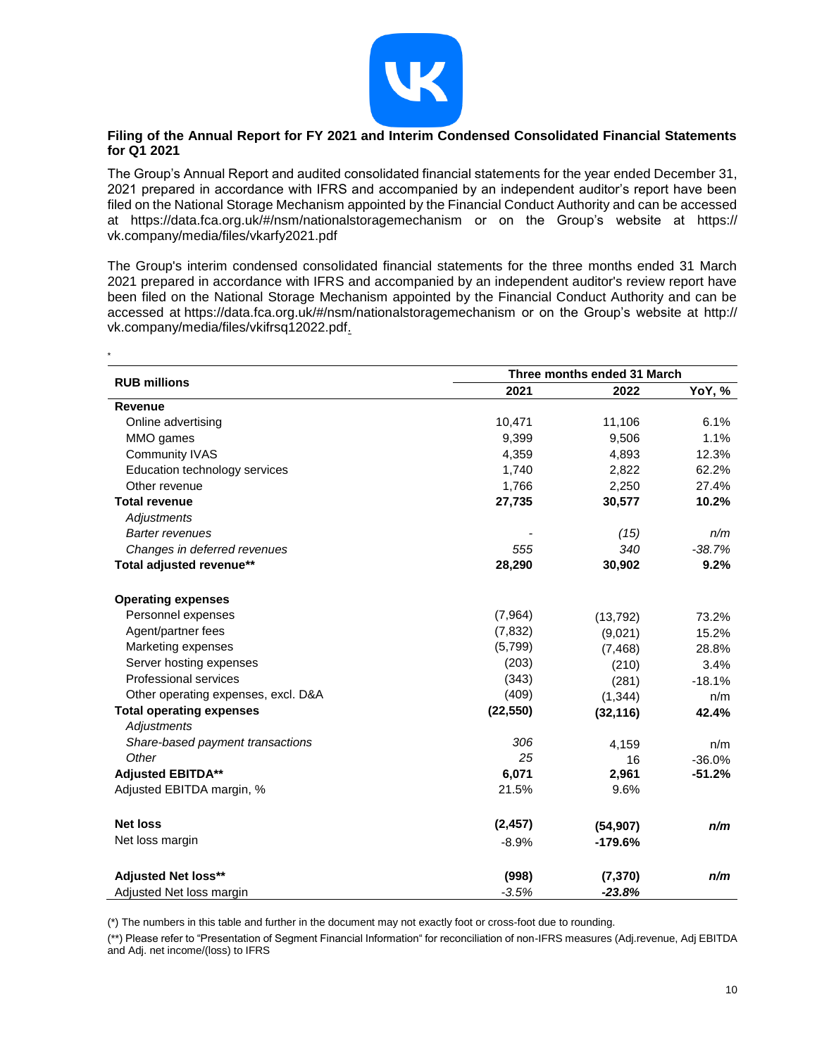## Filing of the Annual Report for FY 2021 and Interim Condensed Consolidated Financial Statements for Q1 2021

The Group's Annual Report and audited consolidated financial statements for the year ended December 31, 2021 prepared in accordance with IFRS and accompanied by an independent auditor's report have been filed on the National Storage Mechanism appointed by the Financial Conduct Authority and can be accessed at https://data.fca.org.uk/#/nsm/nationalstoragemechanism or on the Group's website at https:// vk.company/media/files/vkarfy2021.pdf

The Group's interim condensed consolidated financial statements for the three months ended 31 March 2021 prepared in accordance with IFRS and accompanied by an independent auditor's review report have been filed on the National Storage Mechanism appointed by the Financial Conduct Authority and can be accessed at https://data.fca.org.uk/#/nsm/nationalstoragemechanism or on the Group's website at http:// vk.company/media/files/vkifrsq12022.pdf.

*

| RUB millions | Three months ended 31 March | | |
|---|---|---|---|
| | **2021** | **2022** | **YoY, %** |
| **Revenue** | | | |
| Online advertising | 10,471 | 11,106 | 6.1% |
| MMO games | 9,399 | 9,506 | 1.1% |
| Community IVAS | 4,359 | 4,893 | 12.3% |
| Education technology services | 1,740 | 2,822 | 62.2% |
| Other revenue | 1,766 | 2,250 | 27.4% |
| **Total revenue** | **27,735** | **30,577** | **10.2%** |
| *Adjustments* | | | |
| *Barter revenues* | - | *(15)* | *n/m* |
| *Changes in deferred revenues* | *555* | *340* | *-38.7%* |
| **Total adjusted revenue**** | **28,290** | **30,902** | **9.2%** |
| | | | |
| **Operating expenses** | | | |
| Personnel expenses | (7,964) | (13,792) | 73.2% |
| Agent/partner fees | (7,832) | (9,021) | 15.2% |
| Marketing expenses | (5,799) | (7,468) | 28.8% |
| Server hosting expenses | (203) | (210) | 3.4% |
| Professional services | (343) | (281) | -18.1% |
| Other operating expenses, excl. D&A | (409) | (1,344) | n/m |
| **Total operating expenses** | **(22,550)** | **(32,116)** | **42.4%** |
| *Adjustments* | | | |
| *Share-based payment transactions* | *306* | 4,159 | n/m |
| *Other* | *25* | 16 | -36.0% |
| **Adjusted EBITDA**** | **6,071** | **2,961** | **-51.2%** |
| Adjusted EBITDA margin, % | 21.5% | 9.6% | |
| | | | |
| **Net loss** | **(2,457)** | **(54,907)** | ***n/m*** |
| Net loss margin | -8.9% | **-179.6%** | |
| | | | |
| **Adjusted Net loss**** | **(998)** | **(7,370)** | ***n/m*** |
| Adjusted Net loss margin | *-3.5%* | ***-23.8%*** | |

(*) The numbers in this table and further in the document may not exactly foot or cross-foot due to rounding.

(**) Please refer to "Presentation of Segment Financial Information" for reconciliation of non-IFRS measures (Adj.revenue, Adj EBITDA and Adj. net income/(loss) to IFRS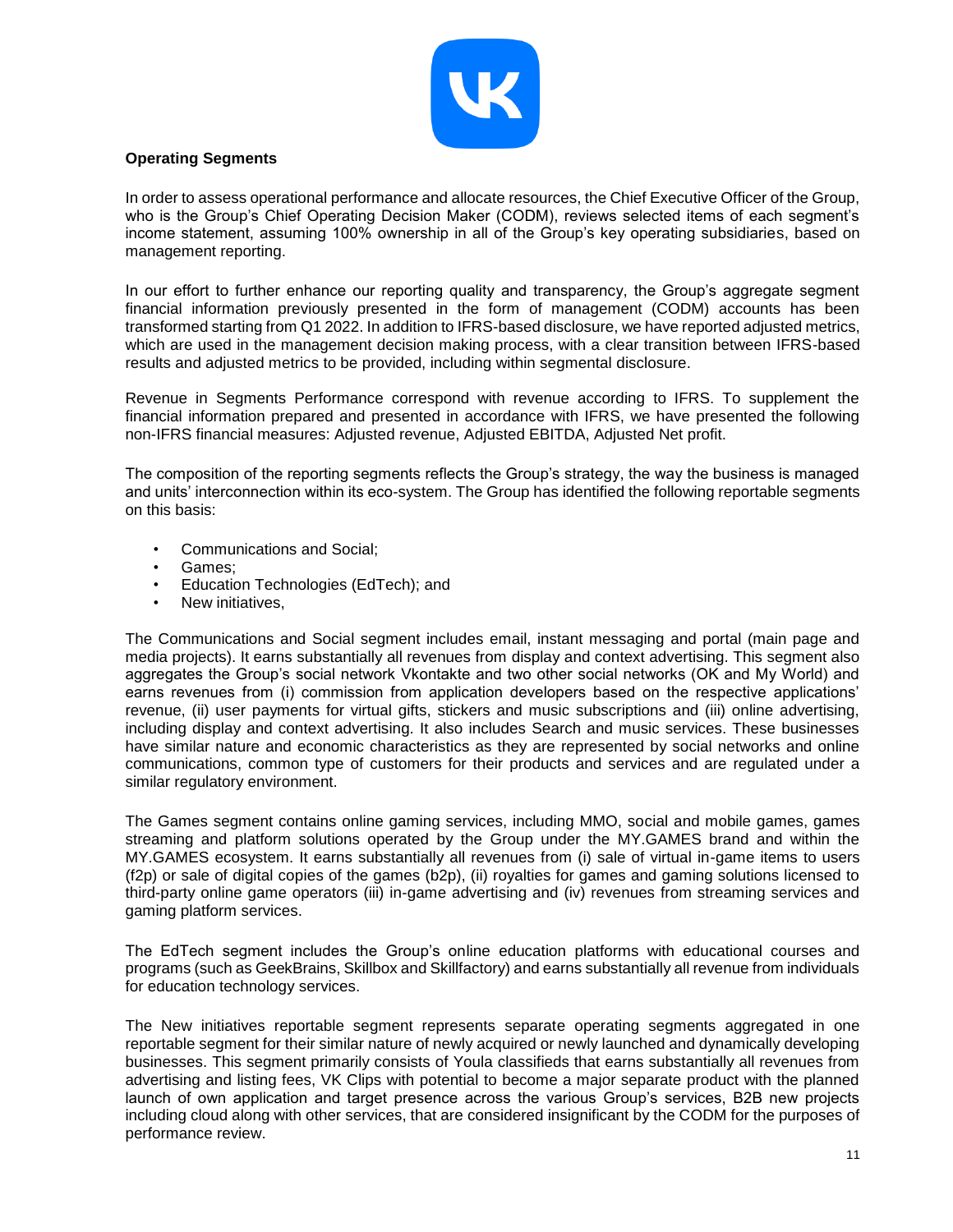**Operating Segments**

In order to assess operational performance and allocate resources, the Chief Executive Officer of the Group, who is the Group's Chief Operating Decision Maker (CODM), reviews selected items of each segment's income statement, assuming 100% ownership in all of the Group's key operating subsidiaries, based on management reporting.

In our effort to further enhance our reporting quality and transparency, the Group's aggregate segment financial information previously presented in the form of management (CODM) accounts has been transformed starting from Q1 2022. In addition to IFRS-based disclosure, we have reported adjusted metrics, which are used in the management decision making process, with a clear transition between IFRS-based results and adjusted metrics to be provided, including within segmental disclosure.

Revenue in Segments Performance correspond with revenue according to IFRS. To supplement the financial information prepared and presented in accordance with IFRS, we have presented the following non-IFRS financial measures: Adjusted revenue, Adjusted EBITDA, Adjusted Net profit.

The composition of the reporting segments reflects the Group's strategy, the way the business is managed and units' interconnection within its eco-system. The Group has identified the following reportable segments on this basis:

- Communications and Social;
- Games;
- Education Technologies (EdTech); and
- New initiatives,

The Communications and Social segment includes email, instant messaging and portal (main page and media projects). It earns substantially all revenues from display and context advertising. This segment also aggregates the Group's social network Vkontakte and two other social networks (OK and My World) and earns revenues from (i) commission from application developers based on the respective applications' revenue, (ii) user payments for virtual gifts, stickers and music subscriptions and (iii) online advertising, including display and context advertising. It also includes Search and music services. These businesses have similar nature and economic characteristics as they are represented by social networks and online communications, common type of customers for their products and services and are regulated under a similar regulatory environment.

The Games segment contains online gaming services, including MMO, social and mobile games, games streaming and platform solutions operated by the Group under the MY.GAMES brand and within the MY.GAMES ecosystem. It earns substantially all revenues from (i) sale of virtual in-game items to users (f2p) or sale of digital copies of the games (b2p), (ii) royalties for games and gaming solutions licensed to third-party online game operators (iii) in-game advertising and (iv) revenues from streaming services and gaming platform services.

The EdTech segment includes the Group's online education platforms with educational courses and programs (such as GeekBrains, Skillbox and Skillfactory) and earns substantially all revenue from individuals for education technology services.

The New initiatives reportable segment represents separate operating segments aggregated in one reportable segment for their similar nature of newly acquired or newly launched and dynamically developing businesses. This segment primarily consists of Youla classifieds that earns substantially all revenues from advertising and listing fees, VK Clips with potential to become a major separate product with the planned launch of own application and target presence across the various Group's services, B2B new projects including cloud along with other services, that are considered insignificant by the CODM for the purposes of performance review.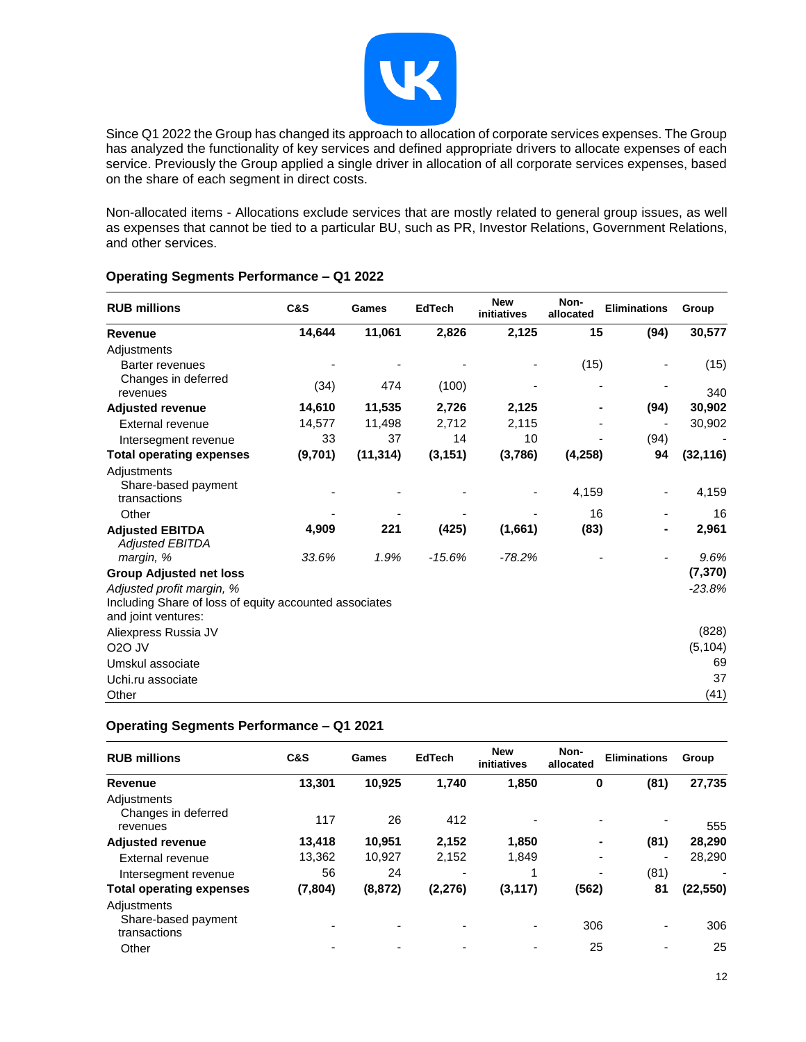Since Q1 2022 the Group has changed its approach to allocation of corporate services expenses. The Group has analyzed the functionality of key services and defined appropriate drivers to allocate expenses of each service. Previously the Group applied a single driver in allocation of all corporate services expenses, based on the share of each segment in direct costs.

Non-allocated items - Allocations exclude services that are mostly related to general group issues, as well as expenses that cannot be tied to a particular BU, such as PR, Investor Relations, Government Relations, and other services.

### Operating Segments Performance – Q1 2022

| RUB millions | C&S | Games | EdTech | New initiatives | Non-allocated | Eliminations | Group |
|---|---|---|---|---|---|---|---|
| **Revenue** | **14,644** | **11,061** | **2,826** | **2,125** | **15** | **(94)** | **30,577** |
| Adjustments | | | | | | | |
| Barter revenues | - | - | - | - | (15) | - | (15) |
| Changes in deferred revenues | (34) | 474 | (100) | - | - | - | 340 |
| **Adjusted revenue** | **14,610** | **11,535** | **2,726** | **2,125** | **-** | **(94)** | **30,902** |
| External revenue | 14,577 | 11,498 | 2,712 | 2,115 | - | - | 30,902 |
| Intersegment revenue | 33 | 37 | 14 | 10 | - | (94) | - |
| **Total operating expenses** | **(9,701)** | **(11,314)** | **(3,151)** | **(3,786)** | **(4,258)** | **94** | **(32,116)** |
| Adjustments | | | | | | | |
| Share-based payment transactions | - | - | - | - | 4,159 | - | 4,159 |
| Other | - | - | - | - | 16 | - | 16 |
| **Adjusted EBITDA** | **4,909** | **221** | **(425)** | **(1,661)** | **(83)** | **-** | **2,961** |
| *Adjusted EBITDA margin, %* | *33.6%* | *1.9%* | *-15.6%* | *-78.2%* | - | - | *9.6%* |
| **Group Adjusted net loss** | | | | | | | **(7,370)** |
| *Adjusted profit margin, %* | | | | | | | *-23.8%* |
| Including Share of loss of equity accounted associates and joint ventures: | | | | | | | |
| Aliexpress Russia JV | | | | | | | (828) |
| O2O JV | | | | | | | (5,104) |
| Umskul associate | | | | | | | 69 |
| Uchi.ru associate | | | | | | | 37 |
| Other | | | | | | | (41) |

### Operating Segments Performance – Q1 2021

| RUB millions | C&S | Games | EdTech | New initiatives | Non-allocated | Eliminations | Group |
|---|---|---|---|---|---|---|---|
| **Revenue** | **13,301** | **10,925** | **1,740** | **1,850** | **0** | **(81)** | **27,735** |
| Adjustments | | | | | | | |
| Changes in deferred revenues | 117 | 26 | 412 | - | - | - | 555 |
| **Adjusted revenue** | **13,418** | **10,951** | **2,152** | **1,850** | **-** | **(81)** | **28,290** |
| External revenue | 13,362 | 10,927 | 2,152 | 1,849 | - | - | 28,290 |
| Intersegment revenue | 56 | 24 | - | 1 | - | (81) | - |
| **Total operating expenses** | **(7,804)** | **(8,872)** | **(2,276)** | **(3,117)** | **(562)** | **81** | **(22,550)** |
| Adjustments | | | | | | | |
| Share-based payment transactions | - | - | - | - | 306 | - | 306 |
| Other | - | - | - | - | 25 | - | 25 |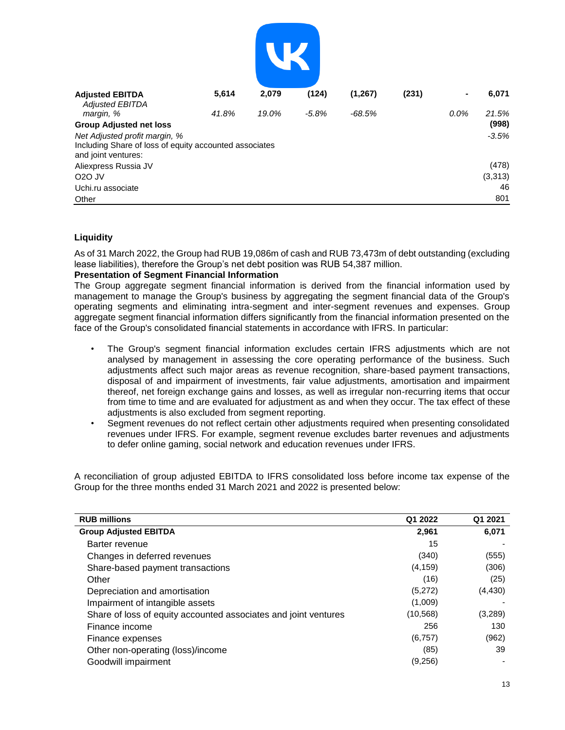| | | | | | | | |
|---|---|---|---|---|---|---|---|
| **Adjusted EBITDA** | **5,614** | **2,079** | **(124)** | **(1,267)** | **(231)** | **-** | **6,071** |
| *Adjusted EBITDA margin, %* | *41.8%* | *19.0%* | *-5.8%* | *-68.5%* | | *0.0%* | *21.5%* |
| **Group Adjusted net loss** | | | | | | | **(998)** |
| *Net Adjusted profit margin, %* | | | | | | | *-3.5%* |
| Including Share of loss of equity accounted associates and joint ventures: | | | | | | | |
| Aliexpress Russia JV | | | | | | | (478) |
| O2O JV | | | | | | | (3,313) |
| Uchi.ru associate | | | | | | | 46 |
| Other | | | | | | | 801 |

**Liquidity**

As of 31 March 2022, the Group had RUB 19,086m of cash and RUB 73,473m of debt outstanding (excluding lease liabilities), therefore the Group's net debt position was RUB 54,387 million.

**Presentation of Segment Financial Information**

The Group aggregate segment financial information is derived from the financial information used by management to manage the Group's business by aggregating the segment financial data of the Group's operating segments and eliminating intra-segment and inter-segment revenues and expenses. Group aggregate segment financial information differs significantly from the financial information presented on the face of the Group's consolidated financial statements in accordance with IFRS. In particular:

- The Group's segment financial information excludes certain IFRS adjustments which are not analysed by management in assessing the core operating performance of the business. Such adjustments affect such major areas as revenue recognition, share-based payment transactions, disposal of and impairment of investments, fair value adjustments, amortisation and impairment thereof, net foreign exchange gains and losses, as well as irregular non-recurring items that occur from time to time and are evaluated for adjustment as and when they occur. The tax effect of these adjustments is also excluded from segment reporting.
- Segment revenues do not reflect certain other adjustments required when presenting consolidated revenues under IFRS. For example, segment revenue excludes barter revenues and adjustments to defer online gaming, social network and education revenues under IFRS.

A reconciliation of group adjusted EBITDA to IFRS consolidated loss before income tax expense of the Group for the three months ended 31 March 2021 and 2022 is presented below:

| **RUB millions** | **Q1 2022** | **Q1 2021** |
|---|---|---|
| **Group Adjusted EBITDA** | **2,961** | **6,071** |
| Barter revenue | 15 | - |
| Changes in deferred revenues | (340) | (555) |
| Share-based payment transactions | (4,159) | (306) |
| Other | (16) | (25) |
| Depreciation and amortisation | (5,272) | (4,430) |
| Impairment of intangible assets | (1,009) | - |
| Share of loss of equity accounted associates and joint ventures | (10,568) | (3,289) |
| Finance income | 256 | 130 |
| Finance expenses | (6,757) | (962) |
| Other non-operating (loss)/income | (85) | 39 |
| Goodwill impairment | (9,256) | - |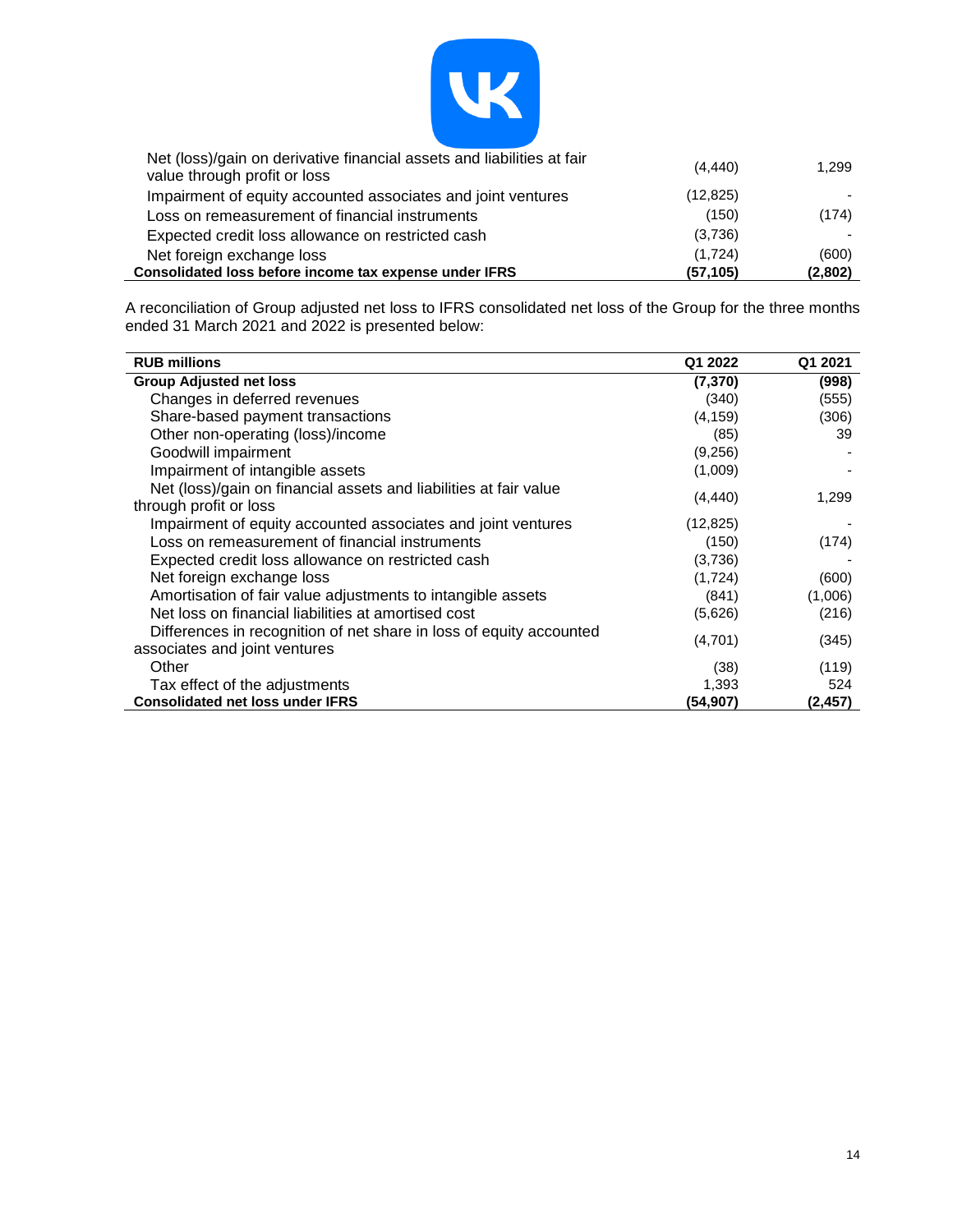| | | |
|---|---|---|
| Net (loss)/gain on derivative financial assets and liabilities at fair value through profit or loss | (4,440) | 1,299 |
| Impairment of equity accounted associates and joint ventures | (12,825) | - |
| Loss on remeasurement of financial instruments | (150) | (174) |
| Expected credit loss allowance on restricted cash | (3,736) | - |
| Net foreign exchange loss | (1,724) | (600) |
| **Consolidated loss before income tax expense under IFRS** | **(57,105)** | **(2,802)** |

A reconciliation of Group adjusted net loss to IFRS consolidated net loss of the Group for the three months ended 31 March 2021 and 2022 is presented below:

| RUB millions | Q1 2022 | Q1 2021 |
|---|---|---|
| **Group Adjusted net loss** | **(7,370)** | **(998)** |
| Changes in deferred revenues | (340) | (555) |
| Share-based payment transactions | (4,159) | (306) |
| Other non-operating (loss)/income | (85) | 39 |
| Goodwill impairment | (9,256) | - |
| Impairment of intangible assets | (1,009) | - |
| Net (loss)/gain on financial assets and liabilities at fair value through profit or loss | (4,440) | 1,299 |
| Impairment of equity accounted associates and joint ventures | (12,825) | - |
| Loss on remeasurement of financial instruments | (150) | (174) |
| Expected credit loss allowance on restricted cash | (3,736) | - |
| Net foreign exchange loss | (1,724) | (600) |
| Amortisation of fair value adjustments to intangible assets | (841) | (1,006) |
| Net loss on financial liabilities at amortised cost | (5,626) | (216) |
| Differences in recognition of net share in loss of equity accounted associates and joint ventures | (4,701) | (345) |
| Other | (38) | (119) |
| Tax effect of the adjustments | 1,393 | 524 |
| **Consolidated net loss under IFRS** | **(54,907)** | **(2,457)** |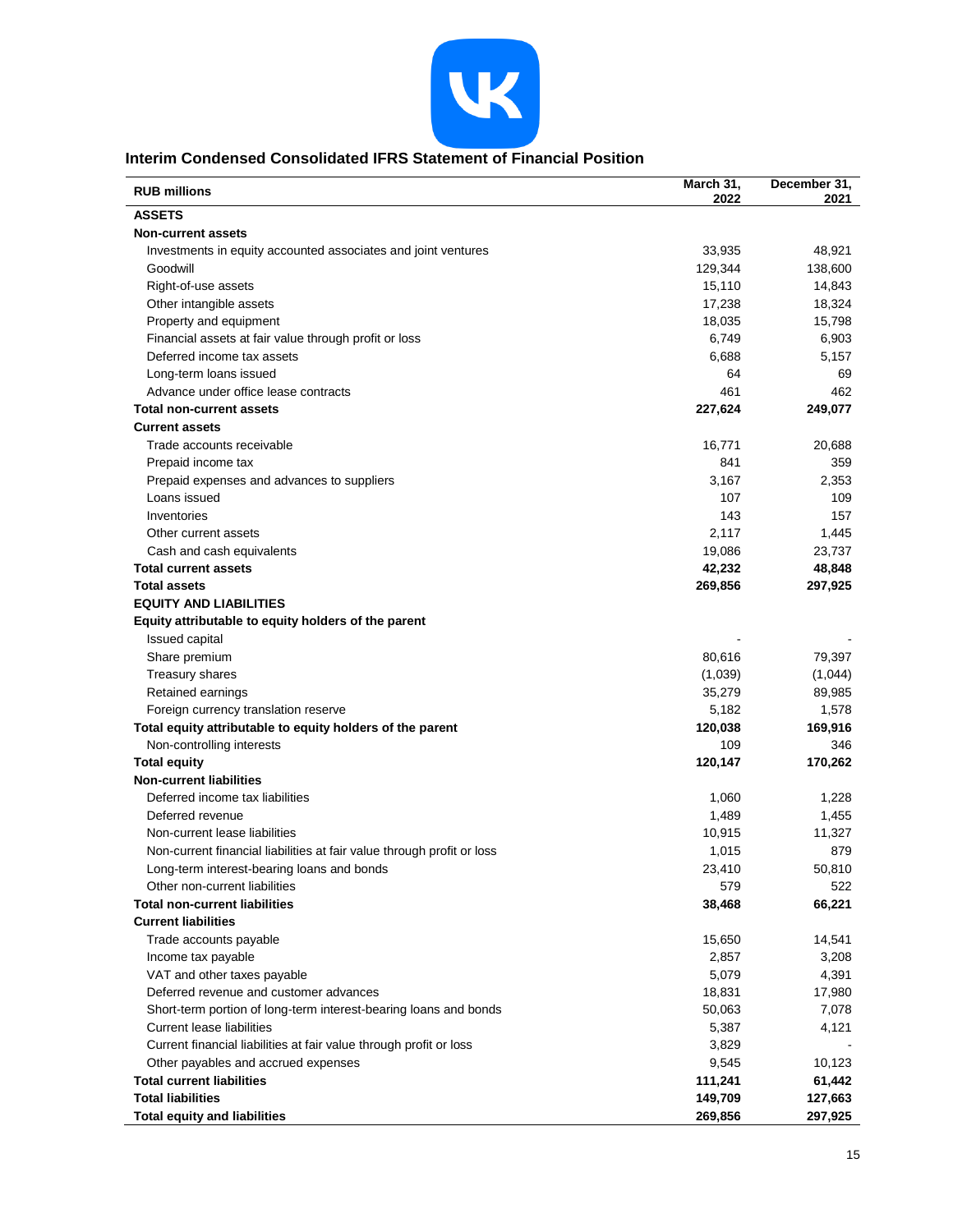## Interim Condensed Consolidated IFRS Statement of Financial Position

| RUB millions | March 31, 2022 | December 31, 2021 |
|---|---|---|
| **ASSETS** | | |
| **Non-current assets** | | |
| Investments in equity accounted associates and joint ventures | 33,935 | 48,921 |
| Goodwill | 129,344 | 138,600 |
| Right-of-use assets | 15,110 | 14,843 |
| Other intangible assets | 17,238 | 18,324 |
| Property and equipment | 18,035 | 15,798 |
| Financial assets at fair value through profit or loss | 6,749 | 6,903 |
| Deferred income tax assets | 6,688 | 5,157 |
| Long-term loans issued | 64 | 69 |
| Advance under office lease contracts | 461 | 462 |
| **Total non-current assets** | **227,624** | **249,077** |
| **Current assets** | | |
| Trade accounts receivable | 16,771 | 20,688 |
| Prepaid income tax | 841 | 359 |
| Prepaid expenses and advances to suppliers | 3,167 | 2,353 |
| Loans issued | 107 | 109 |
| Inventories | 143 | 157 |
| Other current assets | 2,117 | 1,445 |
| Cash and cash equivalents | 19,086 | 23,737 |
| **Total current assets** | **42,232** | **48,848** |
| **Total assets** | **269,856** | **297,925** |
| **EQUITY AND LIABILITIES** | | |
| **Equity attributable to equity holders of the parent** | | |
| Issued capital | - | - |
| Share premium | 80,616 | 79,397 |
| Treasury shares | (1,039) | (1,044) |
| Retained earnings | 35,279 | 89,985 |
| Foreign currency translation reserve | 5,182 | 1,578 |
| **Total equity attributable to equity holders of the parent** | **120,038** | **169,916** |
| Non-controlling interests | 109 | 346 |
| **Total equity** | **120,147** | **170,262** |
| **Non-current liabilities** | | |
| Deferred income tax liabilities | 1,060 | 1,228 |
| Deferred revenue | 1,489 | 1,455 |
| Non-current lease liabilities | 10,915 | 11,327 |
| Non-current financial liabilities at fair value through profit or loss | 1,015 | 879 |
| Long-term interest-bearing loans and bonds | 23,410 | 50,810 |
| Other non-current liabilities | 579 | 522 |
| **Total non-current liabilities** | **38,468** | **66,221** |
| **Current liabilities** | | |
| Trade accounts payable | 15,650 | 14,541 |
| Income tax payable | 2,857 | 3,208 |
| VAT and other taxes payable | 5,079 | 4,391 |
| Deferred revenue and customer advances | 18,831 | 17,980 |
| Short-term portion of long-term interest-bearing loans and bonds | 50,063 | 7,078 |
| Current lease liabilities | 5,387 | 4,121 |
| Current financial liabilities at fair value through profit or loss | 3,829 | - |
| Other payables and accrued expenses | 9,545 | 10,123 |
| **Total current liabilities** | **111,241** | **61,442** |
| **Total liabilities** | **149,709** | **127,663** |
| **Total equity and liabilities** | **269,856** | **297,925** |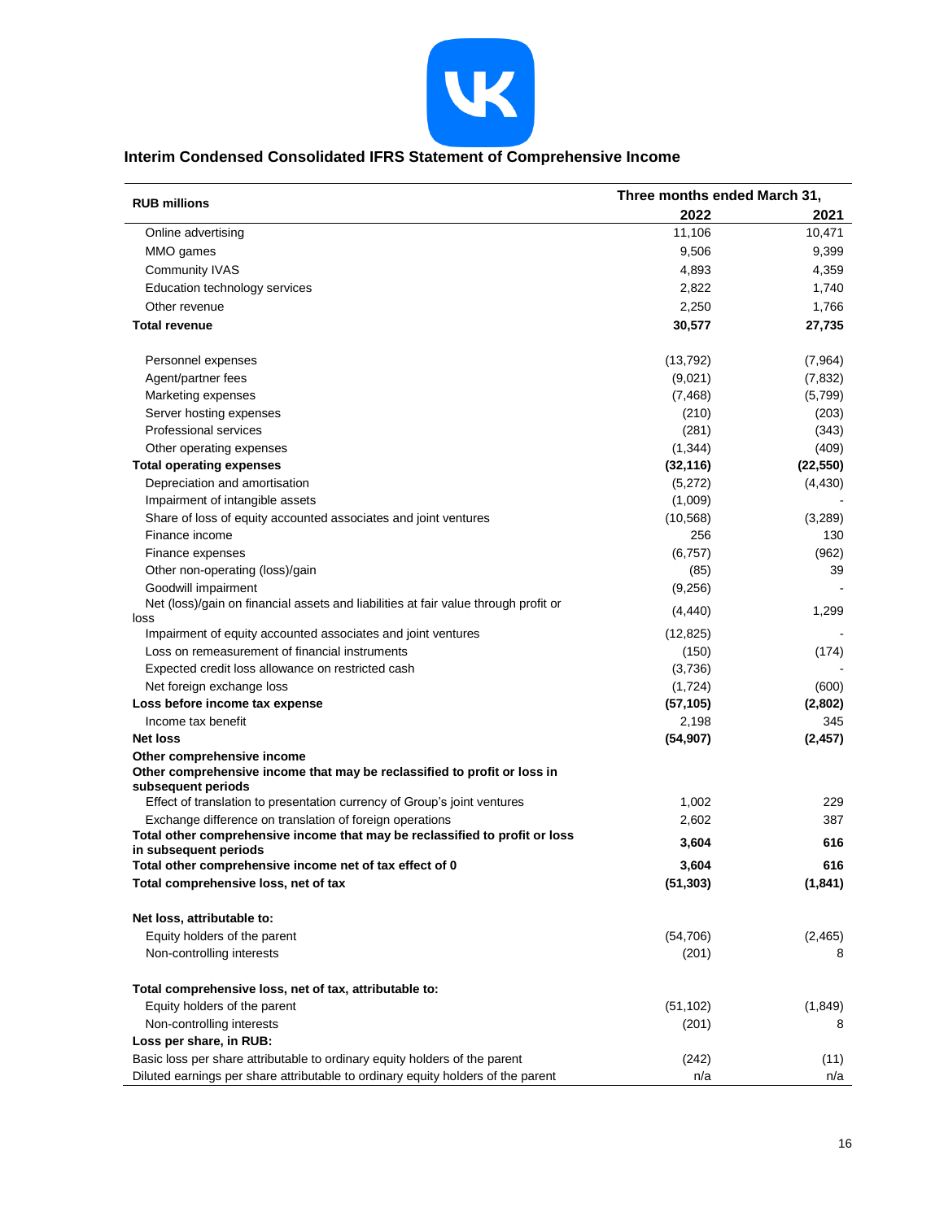## Interim Condensed Consolidated IFRS Statement of Comprehensive Income

| RUB millions | Three months ended March 31, | |
|---|---|---|
| | **2022** | **2021** |
| Online advertising | 11,106 | 10,471 |
| MMO games | 9,506 | 9,399 |
| Community IVAS | 4,893 | 4,359 |
| Education technology services | 2,822 | 1,740 |
| Other revenue | 2,250 | 1,766 |
| **Total revenue** | **30,577** | **27,735** |
| | | |
| Personnel expenses | (13,792) | (7,964) |
| Agent/partner fees | (9,021) | (7,832) |
| Marketing expenses | (7,468) | (5,799) |
| Server hosting expenses | (210) | (203) |
| Professional services | (281) | (343) |
| Other operating expenses | (1,344) | (409) |
| **Total operating expenses** | **(32,116)** | **(22,550)** |
| Depreciation and amortisation | (5,272) | (4,430) |
| Impairment of intangible assets | (1,009) | - |
| Share of loss of equity accounted associates and joint ventures | (10,568) | (3,289) |
| Finance income | 256 | 130 |
| Finance expenses | (6,757) | (962) |
| Other non-operating (loss)/gain | (85) | 39 |
| Goodwill impairment | (9,256) | - |
| Net (loss)/gain on financial assets and liabilities at fair value through profit or loss | (4,440) | 1,299 |
| Impairment of equity accounted associates and joint ventures | (12,825) | - |
| Loss on remeasurement of financial instruments | (150) | (174) |
| Expected credit loss allowance on restricted cash | (3,736) | - |
| Net foreign exchange loss | (1,724) | (600) |
| **Loss before income tax expense** | **(57,105)** | **(2,802)** |
| Income tax benefit | 2,198 | 345 |
| **Net loss** | **(54,907)** | **(2,457)** |
| **Other comprehensive income** | | |
| **Other comprehensive income that may be reclassified to profit or loss in subsequent periods** | | |
| Effect of translation to presentation currency of Group's joint ventures | 1,002 | 229 |
| Exchange difference on translation of foreign operations | 2,602 | 387 |
| **Total other comprehensive income that may be reclassified to profit or loss in subsequent periods** | **3,604** | **616** |
| **Total other comprehensive income net of tax effect of 0** | **3,604** | **616** |
| **Total comprehensive loss, net of tax** | **(51,303)** | **(1,841)** |
| | | |
| **Net loss, attributable to:** | | |
| Equity holders of the parent | (54,706) | (2,465) |
| Non-controlling interests | (201) | 8 |
| | | |
| **Total comprehensive loss, net of tax, attributable to:** | | |
| Equity holders of the parent | (51,102) | (1,849) |
| Non-controlling interests | (201) | 8 |
| **Loss per share, in RUB:** | | |
| Basic loss per share attributable to ordinary equity holders of the parent | (242) | (11) |
| Diluted earnings per share attributable to ordinary equity holders of the parent | n/a | n/a |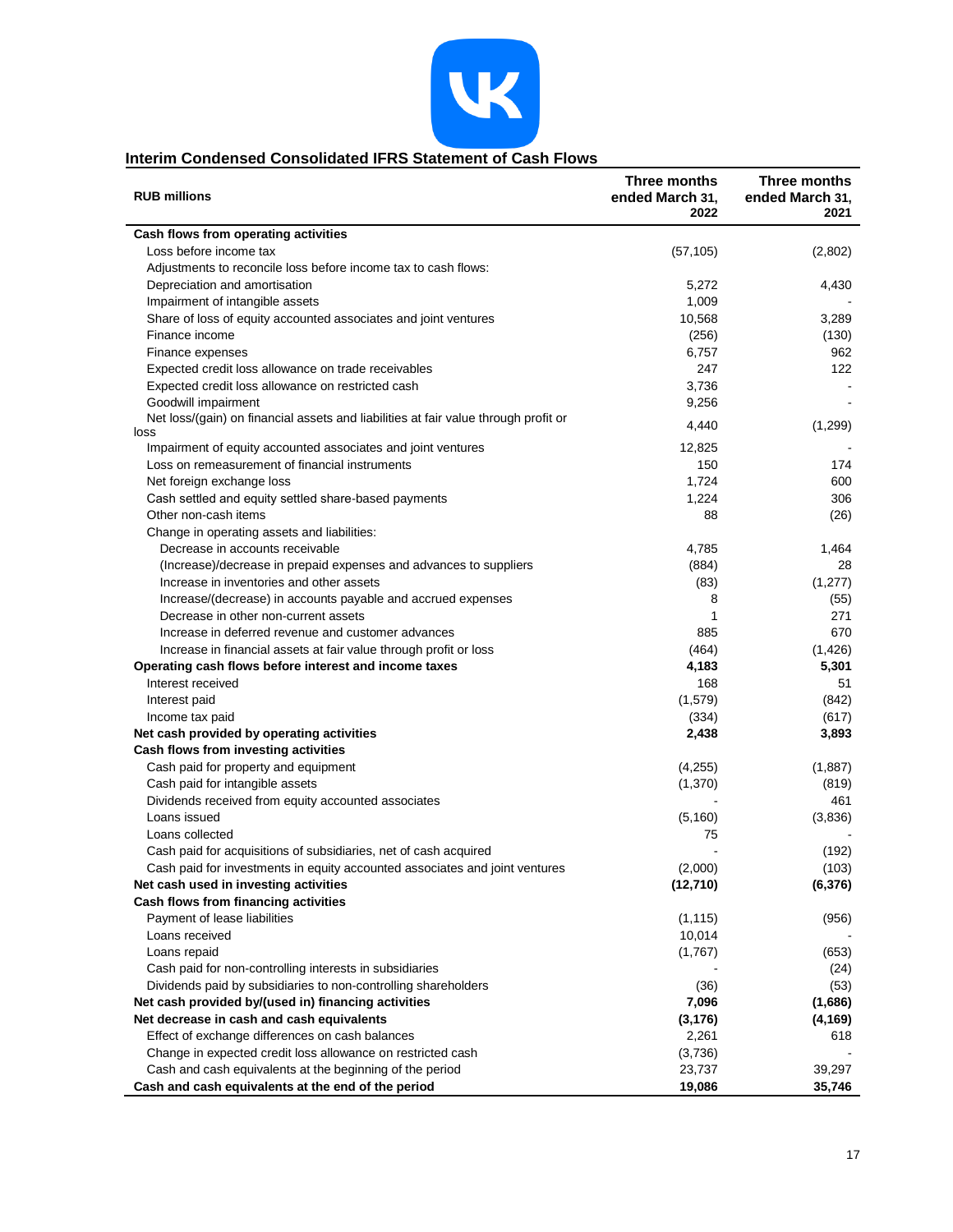## Interim Condensed Consolidated IFRS Statement of Cash Flows

| RUB millions | Three months ended March 31, 2022 | Three months ended March 31, 2021 |
|---|---|---|
| **Cash flows from operating activities** | | |
| Loss before income tax | (57,105) | (2,802) |
| Adjustments to reconcile loss before income tax to cash flows: | | |
| Depreciation and amortisation | 5,272 | 4,430 |
| Impairment of intangible assets | 1,009 | - |
| Share of loss of equity accounted associates and joint ventures | 10,568 | 3,289 |
| Finance income | (256) | (130) |
| Finance expenses | 6,757 | 962 |
| Expected credit loss allowance on trade receivables | 247 | 122 |
| Expected credit loss allowance on restricted cash | 3,736 | - |
| Goodwill impairment | 9,256 | - |
| Net loss/(gain) on financial assets and liabilities at fair value through profit or loss | 4,440 | (1,299) |
| Impairment of equity accounted associates and joint ventures | 12,825 | - |
| Loss on remeasurement of financial instruments | 150 | 174 |
| Net foreign exchange loss | 1,724 | 600 |
| Cash settled and equity settled share-based payments | 1,224 | 306 |
| Other non-cash items | 88 | (26) |
| Change in operating assets and liabilities: | | |
| Decrease in accounts receivable | 4,785 | 1,464 |
| (Increase)/decrease in prepaid expenses and advances to suppliers | (884) | 28 |
| Increase in inventories and other assets | (83) | (1,277) |
| Increase/(decrease) in accounts payable and accrued expenses | 8 | (55) |
| Decrease in other non-current assets | 1 | 271 |
| Increase in deferred revenue and customer advances | 885 | 670 |
| Increase in financial assets at fair value through profit or loss | (464) | (1,426) |
| **Operating cash flows before interest and income taxes** | **4,183** | **5,301** |
| Interest received | 168 | 51 |
| Interest paid | (1,579) | (842) |
| Income tax paid | (334) | (617) |
| **Net cash provided by operating activities** | **2,438** | **3,893** |
| **Cash flows from investing activities** | | |
| Cash paid for property and equipment | (4,255) | (1,887) |
| Cash paid for intangible assets | (1,370) | (819) |
| Dividends received from equity accounted associates | - | 461 |
| Loans issued | (5,160) | (3,836) |
| Loans collected | 75 | - |
| Cash paid for acquisitions of subsidiaries, net of cash acquired | - | (192) |
| Cash paid for investments in equity accounted associates and joint ventures | (2,000) | (103) |
| **Net cash used in investing activities** | **(12,710)** | **(6,376)** |
| **Cash flows from financing activities** | | |
| Payment of lease liabilities | (1,115) | (956) |
| Loans received | 10,014 | - |
| Loans repaid | (1,767) | (653) |
| Cash paid for non-controlling interests in subsidiaries | - | (24) |
| Dividends paid by subsidiaries to non-controlling shareholders | (36) | (53) |
| **Net cash provided by/(used in) financing activities** | **7,096** | **(1,686)** |
| **Net decrease in cash and cash equivalents** | **(3,176)** | **(4,169)** |
| Effect of exchange differences on cash balances | 2,261 | 618 |
| Change in expected credit loss allowance on restricted cash | (3,736) | - |
| Cash and cash equivalents at the beginning of the period | 23,737 | 39,297 |
| **Cash and cash equivalents at the end of the period** | **19,086** | **35,746** |